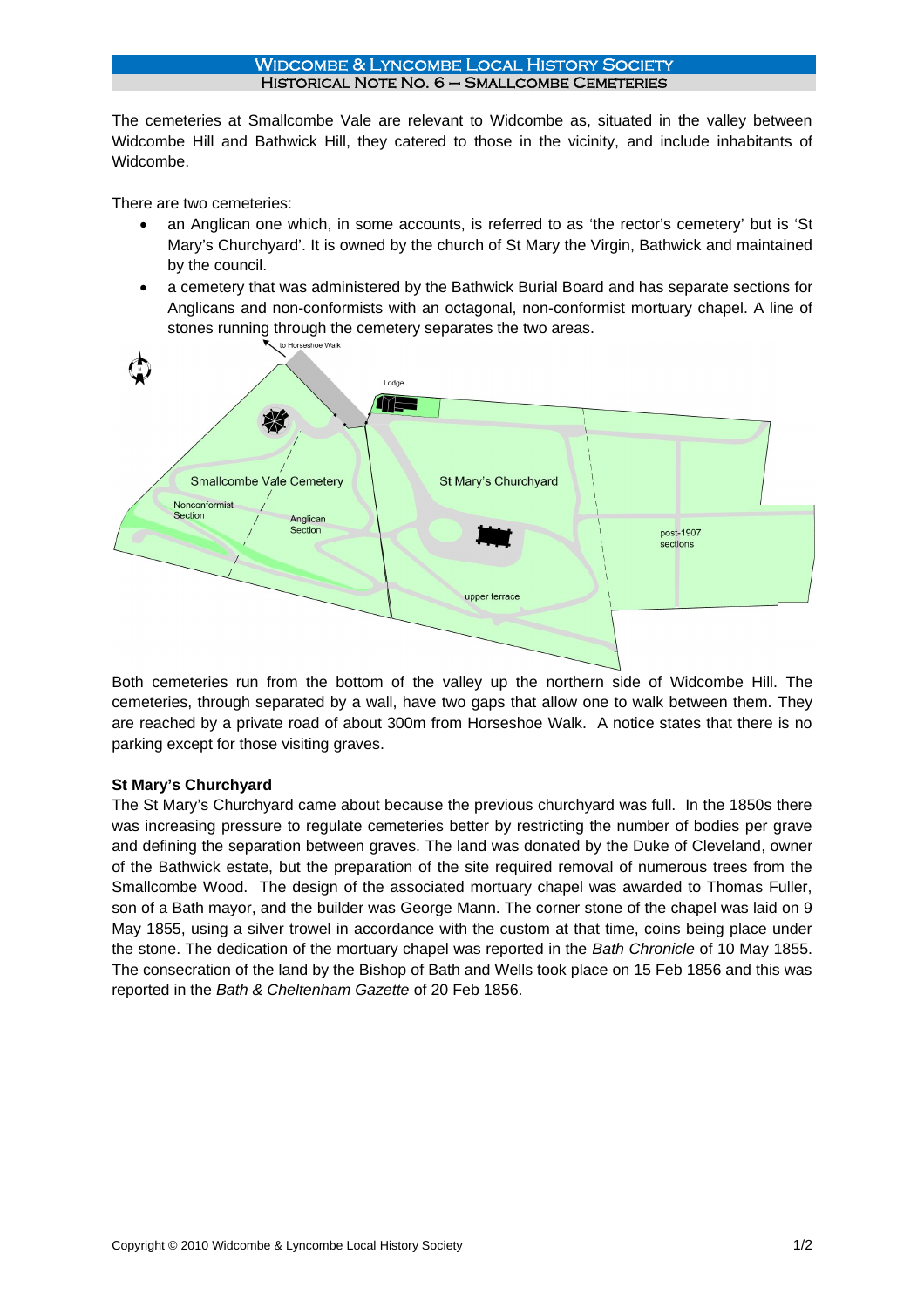# Widcombe & Lyncombe Local History Society

## Historical Note No. 6 – Smallcombe Cemeteries

The cemeteries at Smallcombe Vale are relevant to Widcombe as, situated in the valley between Widcombe Hill and Bathwick Hill, they catered to those in the vicinity, and include inhabitants of Widcombe.

There are two cemeteries:

- an Anglican one which, in some accounts, is referred to as 'the rector's cemetery' but is 'St Mary's Churchyard'. It is owned by the church of St Mary the Virgin, Bathwick and maintained by the council.
- a cemetery that was administered by the Bathwick Burial Board and has separate sections for Anglicans and non-conformists with an octagonal, non-conformist mortuary chapel. A line of stones running through the cemetery separates the two areas.

Both cemeteries run from the bottom of the valley up the northern side of Widcombe Hill. The cemeteries, through separated by a wall, have two gaps that allow one to walk between them. They are reached by a private road of about 300m from Horseshoe Walk. A notice states that there is no parking except for those visiting graves.

**St Mary's Churchyard**

The St Mary's Churchyard came about because the previous churchyard was full. In the 1850s there was increasing pressure to regulate cemeteries better by restricting the number of bodies per grave and defining the separation between graves. The land was donated by the Duke of Cleveland, owner of the Bathwick estate, but the preparation of the site required removal of numerous trees from the Smallcombe Wood. The design of the associated mortuary chapel was awarded to Thomas Fuller, son of a Bath mayor, and the builder was George Mann. The corner stone of the chapel was laid on 9 May 1855, using a silver trowel in accordance with the custom at that time, coins being place under the stone. The dedication of the mortuary chapel was reported in the *Bath Chronicle* of 10 May 1855. The consecration of the land by the Bishop of Bath and Wells took place on 15 Feb 1856 and this was reported in the *Bath & Cheltenham Gazette* of 20 Feb 1856.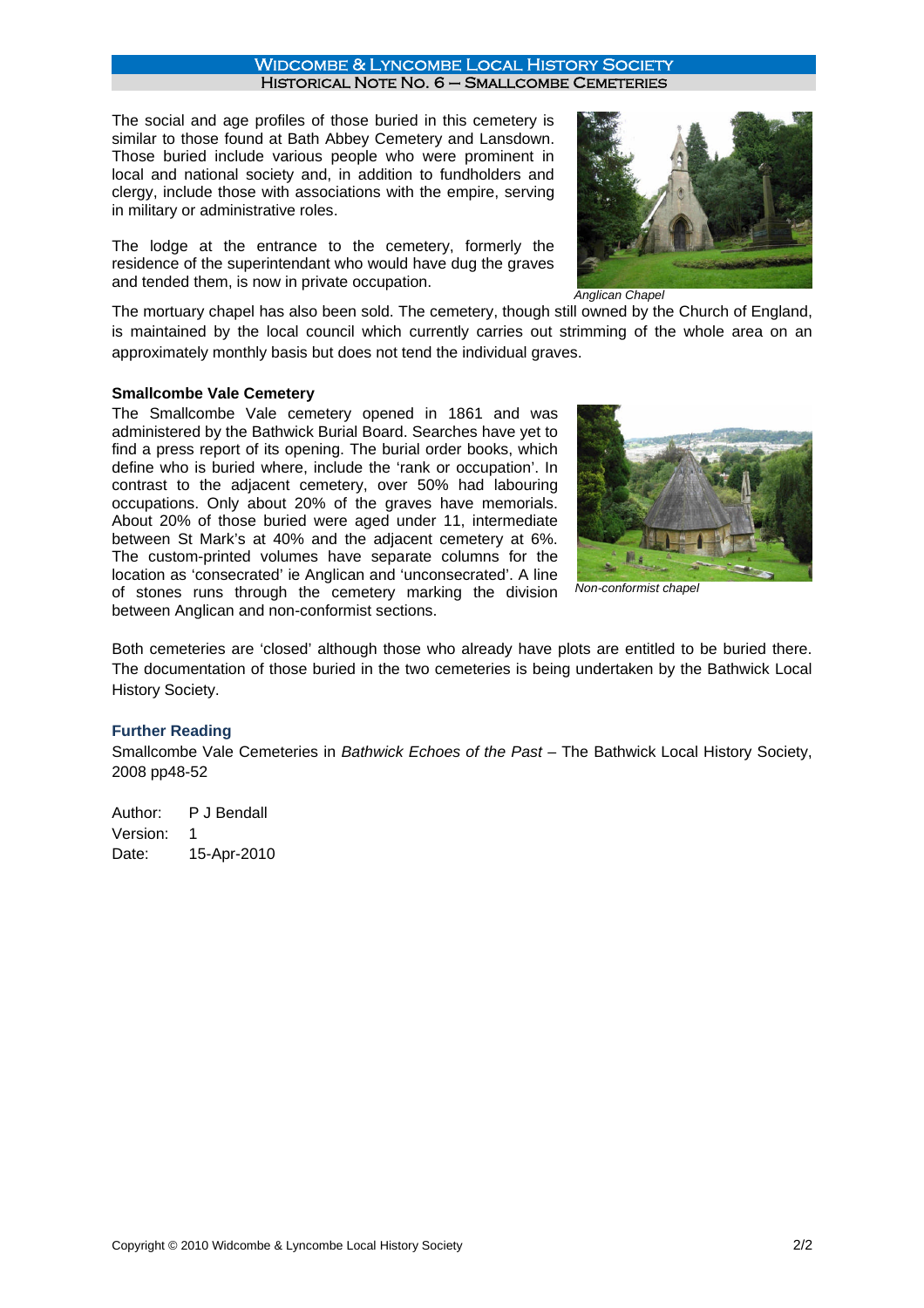The social and age profiles of those buried in this cemetery is similar to those found at Bath Abbey Cemetery and Lansdown. Those buried include various people who were prominent in local and national society and, in addition to fundholders and clergy, include those with associations with the empire, serving in military or administrative roles.

The lodge at the entrance to the cemetery, formerly the residence of the superintendant who would have dug the graves and tended them, is now in private occupation.

*Anglican Chapel*

The mortuary chapel has also been sold. The cemetery, though still owned by the Church of England, is maintained by the local council which currently carries out strimming of the whole area on an approximately monthly basis but does not tend the individual graves.

**Smallcombe Vale Cemetery**

The Smallcombe Vale cemetery opened in 1861 and was administered by the Bathwick Burial Board. Searches have yet to find a press report of its opening. The burial order books, which define who is buried where, include the 'rank or occupation'. In contrast to the adjacent cemetery, over 50% had labouring occupations. Only about 20% of the graves have memorials. About 20% of those buried were aged under 11, intermediate between St Mark's at 40% and the adjacent cemetery at 6%. The custom-printed volumes have separate columns for the location as 'consecrated' ie Anglican and 'unconsecrated'. A line of stones runs through the cemetery marking the division between Anglican and non-conformist sections.

*Non-conformist chapel*

Both cemeteries are 'closed' although those who already have plots are entitled to be buried there. The documentation of those buried in the two cemeteries is being undertaken by the Bathwick Local History Society.

**Further Reading**

Smallcombe Vale Cemeteries in *Bathwick Echoes of the Past* – The Bathwick Local History Society, 2008 pp48-52

Author: P J Bendall
Version: 1
Date: 15-Apr-2010

Copyright © 2010 Widcombe & Lyncombe Local History Society